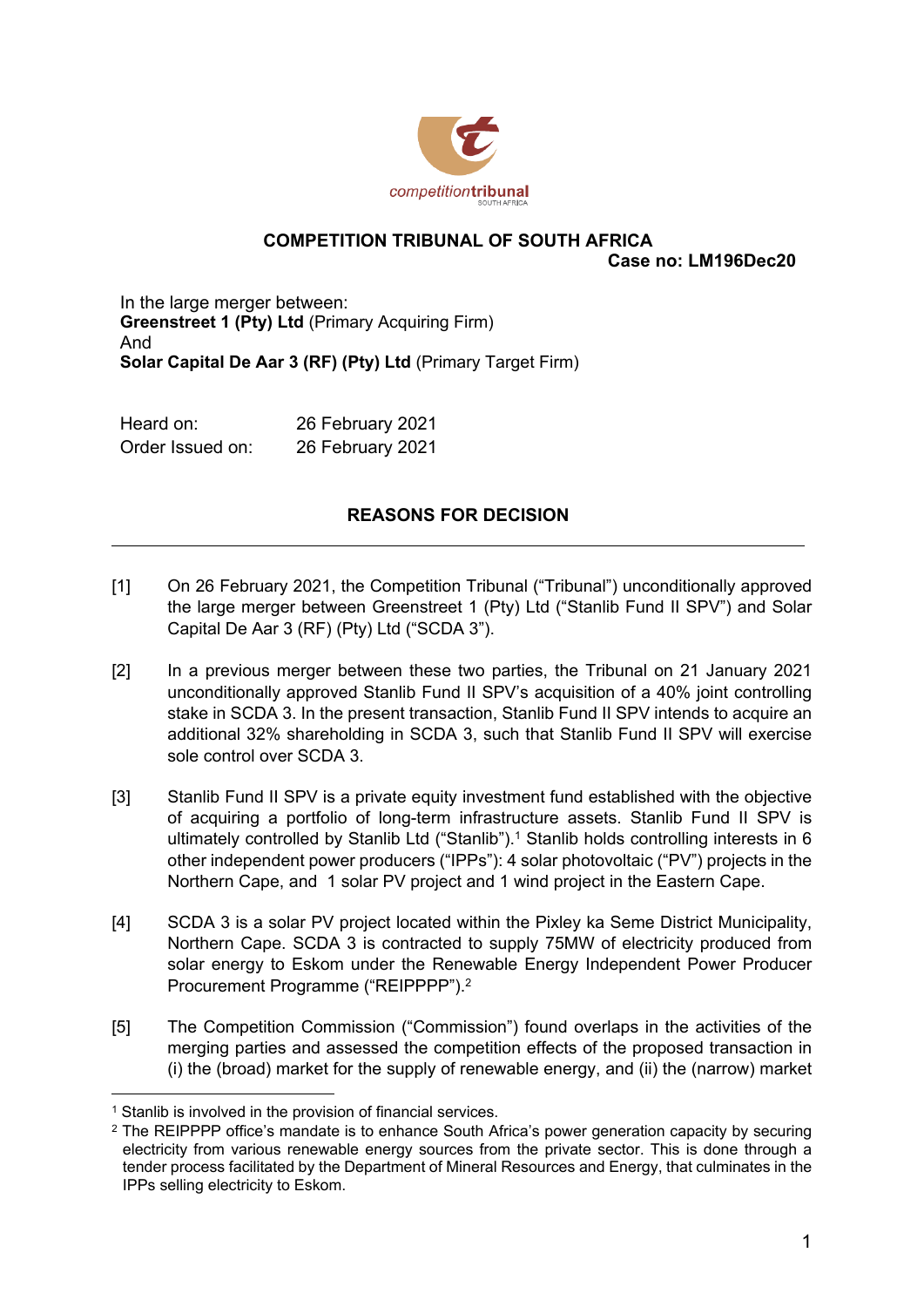**COMPETITION TRIBUNAL OF SOUTH AFRICA**

**Case no: LM196Dec20**

In the large merger between:
**Greenstreet 1 (Pty) Ltd** (Primary Acquiring Firm)
And
**Solar Capital De Aar 3 (RF) (Pty) Ltd** (Primary Target Firm)

| | |
|---|---|
| Heard on: | 26 February 2021 |
| Order Issued on: | 26 February 2021 |

## REASONS FOR DECISION

---

[1] On 26 February 2021, the Competition Tribunal ("Tribunal") unconditionally approved the large merger between Greenstreet 1 (Pty) Ltd ("Stanlib Fund II SPV") and Solar Capital De Aar 3 (RF) (Pty) Ltd ("SCDA 3").

[2] In a previous merger between these two parties, the Tribunal on 21 January 2021 unconditionally approved Stanlib Fund II SPV's acquisition of a 40% joint controlling stake in SCDA 3. In the present transaction, Stanlib Fund II SPV intends to acquire an additional 32% shareholding in SCDA 3, such that Stanlib Fund II SPV will exercise sole control over SCDA 3.

[3] Stanlib Fund II SPV is a private equity investment fund established with the objective of acquiring a portfolio of long-term infrastructure assets. Stanlib Fund II SPV is ultimately controlled by Stanlib Ltd ("Stanlib").[1] Stanlib holds controlling interests in 6 other independent power producers ("IPPs"): 4 solar photovoltaic ("PV") projects in the Northern Cape, and 1 solar PV project and 1 wind project in the Eastern Cape.

[4] SCDA 3 is a solar PV project located within the Pixley ka Seme District Municipality, Northern Cape. SCDA 3 is contracted to supply 75MW of electricity produced from solar energy to Eskom under the Renewable Energy Independent Power Producer Procurement Programme ("REIPPPP").[2]

[5] The Competition Commission ("Commission") found overlaps in the activities of the merging parties and assessed the competition effects of the proposed transaction in (i) the (broad) market for the supply of renewable energy, and (ii) the (narrow) market

---

[1] Stanlib is involved in the provision of financial services.

[2] The REIPPPP office's mandate is to enhance South Africa's power generation capacity by securing electricity from various renewable energy sources from the private sector. This is done through a tender process facilitated by the Department of Mineral Resources and Energy, that culminates in the IPPs selling electricity to Eskom.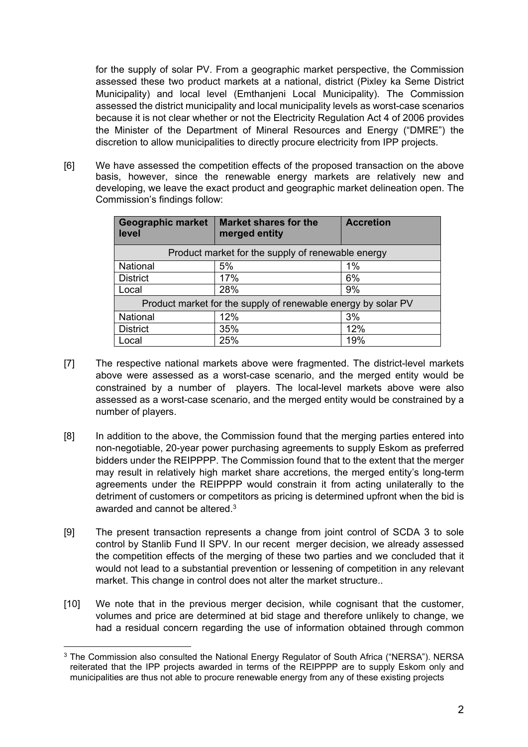for the supply of solar PV. From a geographic market perspective, the Commission assessed these two product markets at a national, district (Pixley ka Seme District Municipality) and local level (Emthanjeni Local Municipality). The Commission assessed the district municipality and local municipality levels as worst-case scenarios because it is not clear whether or not the Electricity Regulation Act 4 of 2006 provides the Minister of the Department of Mineral Resources and Energy ("DMRE") the discretion to allow municipalities to directly procure electricity from IPP projects.

[6] We have assessed the competition effects of the proposed transaction on the above basis, however, since the renewable energy markets are relatively new and developing, we leave the exact product and geographic market delineation open. The Commission's findings follow:

| Geographic market level | Market shares for the merged entity | Accretion |
|---|---|---|
| Product market for the supply of renewable energy | | |
| National | 5% | 1% |
| District | 17% | 6% |
| Local | 28% | 9% |
| Product market for the supply of renewable energy by solar PV | | |
| National | 12% | 3% |
| District | 35% | 12% |
| Local | 25% | 19% |

[7] The respective national markets above were fragmented. The district-level markets above were assessed as a worst-case scenario, and the merged entity would be constrained by a number of players. The local-level markets above were also assessed as a worst-case scenario, and the merged entity would be constrained by a number of players.

[8] In addition to the above, the Commission found that the merging parties entered into non-negotiable, 20-year power purchasing agreements to supply Eskom as preferred bidders under the REIPPPP. The Commission found that to the extent that the merger may result in relatively high market share accretions, the merged entity's long-term agreements under the REIPPPP would constrain it from acting unilaterally to the detriment of customers or competitors as pricing is determined upfront when the bid is awarded and cannot be altered.[3]

[9] The present transaction represents a change from joint control of SCDA 3 to sole control by Stanlib Fund II SPV. In our recent merger decision, we already assessed the competition effects of the merging of these two parties and we concluded that it would not lead to a substantial prevention or lessening of competition in any relevant market. This change in control does not alter the market structure..

[10] We note that in the previous merger decision, while cognisant that the customer, volumes and price are determined at bid stage and therefore unlikely to change, we had a residual concern regarding the use of information obtained through common

[3] The Commission also consulted the National Energy Regulator of South Africa ("NERSA"). NERSA reiterated that the IPP projects awarded in terms of the REIPPPP are to supply Eskom only and municipalities are thus not able to procure renewable energy from any of these existing projects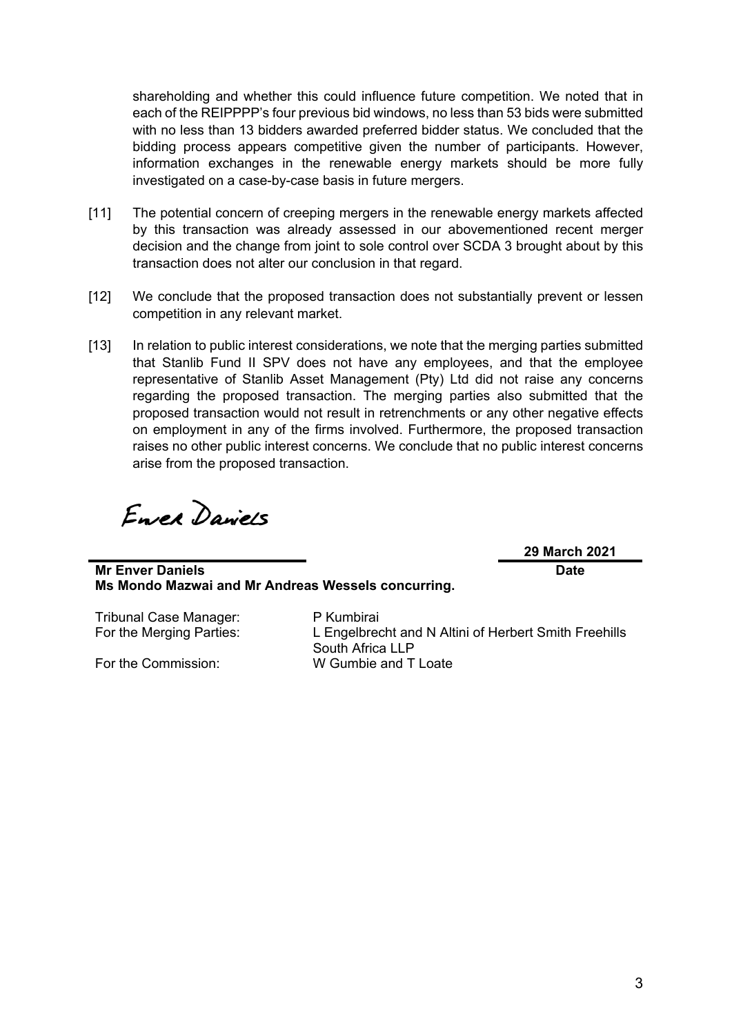shareholding and whether this could influence future competition. We noted that in each of the REIPPPP's four previous bid windows, no less than 53 bids were submitted with no less than 13 bidders awarded preferred bidder status. We concluded that the bidding process appears competitive given the number of participants. However, information exchanges in the renewable energy markets should be more fully investigated on a case-by-case basis in future mergers.

[11] The potential concern of creeping mergers in the renewable energy markets affected by this transaction was already assessed in our abovementioned recent merger decision and the change from joint to sole control over SCDA 3 brought about by this transaction does not alter our conclusion in that regard.

[12] We conclude that the proposed transaction does not substantially prevent or lessen competition in any relevant market.

[13] In relation to public interest considerations, we note that the merging parties submitted that Stanlib Fund II SPV does not have any employees, and that the employee representative of Stanlib Asset Management (Pty) Ltd did not raise any concerns regarding the proposed transaction. The merging parties also submitted that the proposed transaction would not result in retrenchments or any other negative effects on employment in any of the firms involved. Furthermore, the proposed transaction raises no other public interest concerns. We conclude that no public interest concerns arise from the proposed transaction.

Enver Daniels

**29 March 2021**

**Mr Enver Daniels** **Date**

**Ms Mondo Mazwai and Mr Andreas Wessels concurring.**

| | |
|---|---|
| Tribunal Case Manager: | P Kumbirai |
| For the Merging Parties: | L Engelbrecht and N Altini of Herbert Smith Freehills South Africa LLP |
| For the Commission: | W Gumbie and T Loate |